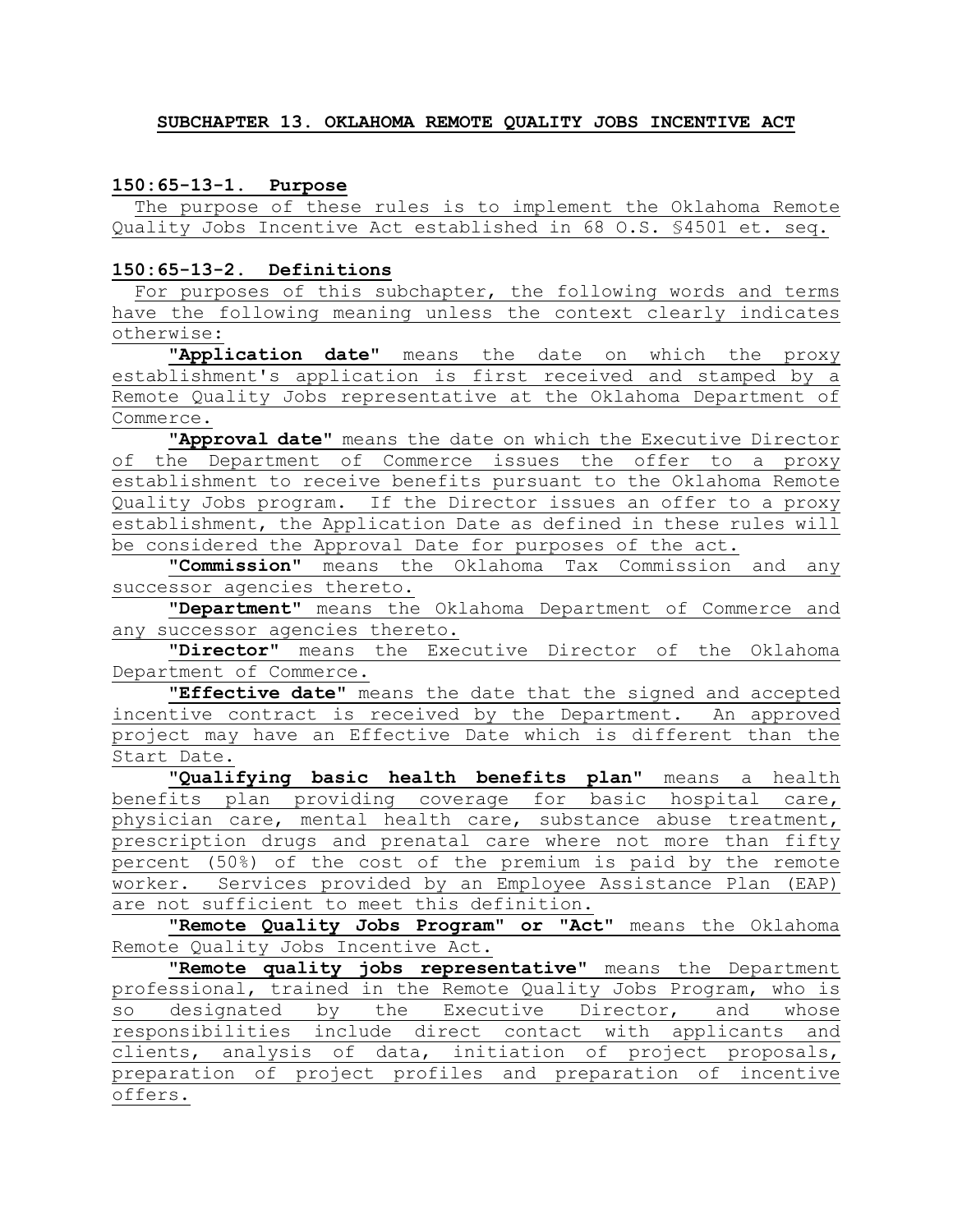## SUBCHAPTER 13. OKLAHOMA REMOTE QUALITY JOBS INCENTIVE ACT

### 150:65-13-1. Purpose

The purpose of these rules is to implement the Oklahoma Remote Quality Jobs Incentive Act established in 68 O.S. §4501 et. seq.

### 150:65-13-2. Definitions

For purposes of this subchapter, the following words and terms have the following meaning unless the context clearly indicates otherwise:

"**Application date**" means the date on which the proxy establishment's application is first received and stamped by a Remote Quality Jobs representative at the Oklahoma Department of Commerce.

"**Approval date**" means the date on which the Executive Director of the Department of Commerce issues the offer to a proxy establishment to receive benefits pursuant to the Oklahoma Remote Quality Jobs program. If the Director issues an offer to a proxy establishment, the Application Date as defined in these rules will be considered the Approval Date for purposes of the act.

"**Commission**" means the Oklahoma Tax Commission and any successor agencies thereto.

"**Department**" means the Oklahoma Department of Commerce and any successor agencies thereto.

"**Director**" means the Executive Director of the Oklahoma Department of Commerce.

"**Effective date**" means the date that the signed and accepted incentive contract is received by the Department. An approved project may have an Effective Date which is different than the Start Date.

"**Qualifying basic health benefits plan**" means a health benefits plan providing coverage for basic hospital care, physician care, mental health care, substance abuse treatment, prescription drugs and prenatal care where not more than fifty percent (50%) of the cost of the premium is paid by the remote worker. Services provided by an Employee Assistance Plan (EAP) are not sufficient to meet this definition.

"**Remote Quality Jobs Program" or "Act**" means the Oklahoma Remote Quality Jobs Incentive Act.

"**Remote quality jobs representative**" means the Department professional, trained in the Remote Quality Jobs Program, who is so designated by the Executive Director, and whose responsibilities include direct contact with applicants and clients, analysis of data, initiation of project proposals, preparation of project profiles and preparation of incentive offers.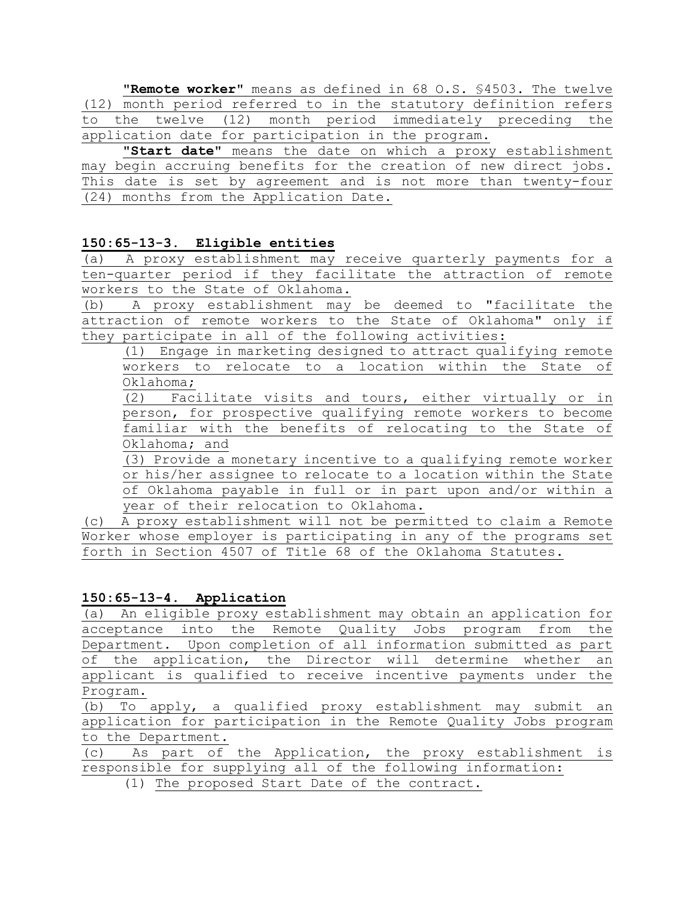**"Remote worker"** means as defined in 68 O.S. §4503. The twelve (12) month period referred to in the statutory definition refers to the twelve (12) month period immediately preceding the application date for participation in the program.

**"Start date"** means the date on which a proxy establishment may begin accruing benefits for the creation of new direct jobs. This date is set by agreement and is not more than twenty-four (24) months from the Application Date.

**150:65-13-3. Eligible entities**

(a) A proxy establishment may receive quarterly payments for a ten-quarter period if they facilitate the attraction of remote workers to the State of Oklahoma.

(b) A proxy establishment may be deemed to "facilitate the attraction of remote workers to the State of Oklahoma" only if they participate in all of the following activities:

(1) Engage in marketing designed to attract qualifying remote workers to relocate to a location within the State of Oklahoma;

(2) Facilitate visits and tours, either virtually or in person, for prospective qualifying remote workers to become familiar with the benefits of relocating to the State of Oklahoma; and

(3) Provide a monetary incentive to a qualifying remote worker or his/her assignee to relocate to a location within the State of Oklahoma payable in full or in part upon and/or within a year of their relocation to Oklahoma.

(c) A proxy establishment will not be permitted to claim a Remote Worker whose employer is participating in any of the programs set forth in Section 4507 of Title 68 of the Oklahoma Statutes.

**150:65-13-4. Application**

(a) An eligible proxy establishment may obtain an application for acceptance into the Remote Quality Jobs program from the Department. Upon completion of all information submitted as part of the application, the Director will determine whether an applicant is qualified to receive incentive payments under the Program.

(b) To apply, a qualified proxy establishment may submit an application for participation in the Remote Quality Jobs program to the Department.

(c) As part of the Application, the proxy establishment is responsible for supplying all of the following information:

(1) The proposed Start Date of the contract.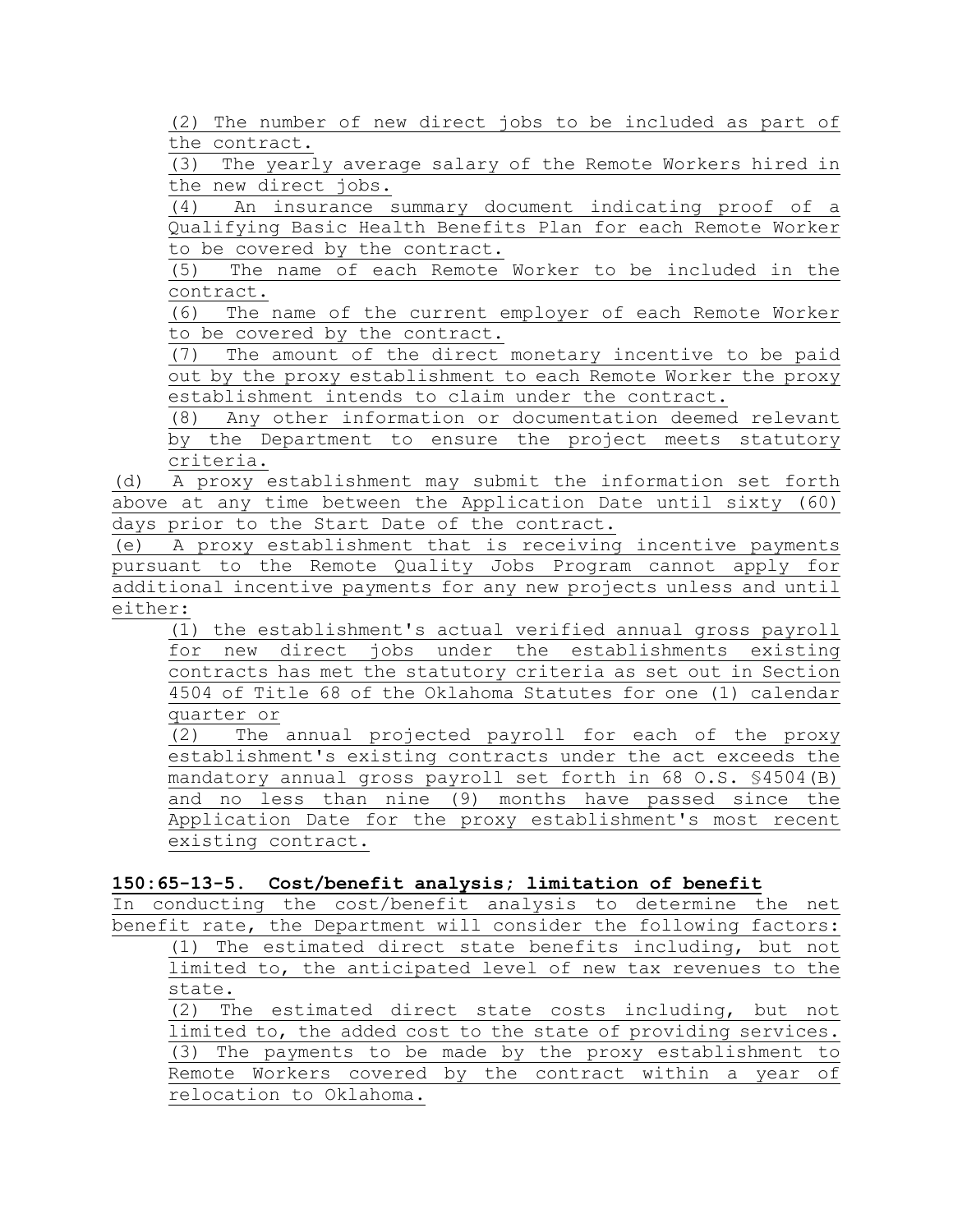(2) The number of new direct jobs to be included as part of the contract.

(3) The yearly average salary of the Remote Workers hired in the new direct jobs.

(4) An insurance summary document indicating proof of a Qualifying Basic Health Benefits Plan for each Remote Worker to be covered by the contract.

(5) The name of each Remote Worker to be included in the contract.

(6) The name of the current employer of each Remote Worker to be covered by the contract.

(7) The amount of the direct monetary incentive to be paid out by the proxy establishment to each Remote Worker the proxy establishment intends to claim under the contract.

(8) Any other information or documentation deemed relevant by the Department to ensure the project meets statutory criteria.

(d) A proxy establishment may submit the information set forth above at any time between the Application Date until sixty (60) days prior to the Start Date of the contract.

(e) A proxy establishment that is receiving incentive payments pursuant to the Remote Quality Jobs Program cannot apply for additional incentive payments for any new projects unless and until either:

(1) the establishment's actual verified annual gross payroll for new direct jobs under the establishments existing contracts has met the statutory criteria as set out in Section 4504 of Title 68 of the Oklahoma Statutes for one (1) calendar quarter or

(2) The annual projected payroll for each of the proxy establishment's existing contracts under the act exceeds the mandatory annual gross payroll set forth in 68 O.S. §4504(B) and no less than nine (9) months have passed since the Application Date for the proxy establishment's most recent existing contract.

**150:65-13-5. Cost/benefit analysis; limitation of benefit**

In conducting the cost/benefit analysis to determine the net benefit rate, the Department will consider the following factors:

(1) The estimated direct state benefits including, but not limited to, the anticipated level of new tax revenues to the state.

(2) The estimated direct state costs including, but not limited to, the added cost to the state of providing services.

(3) The payments to be made by the proxy establishment to Remote Workers covered by the contract within a year of relocation to Oklahoma.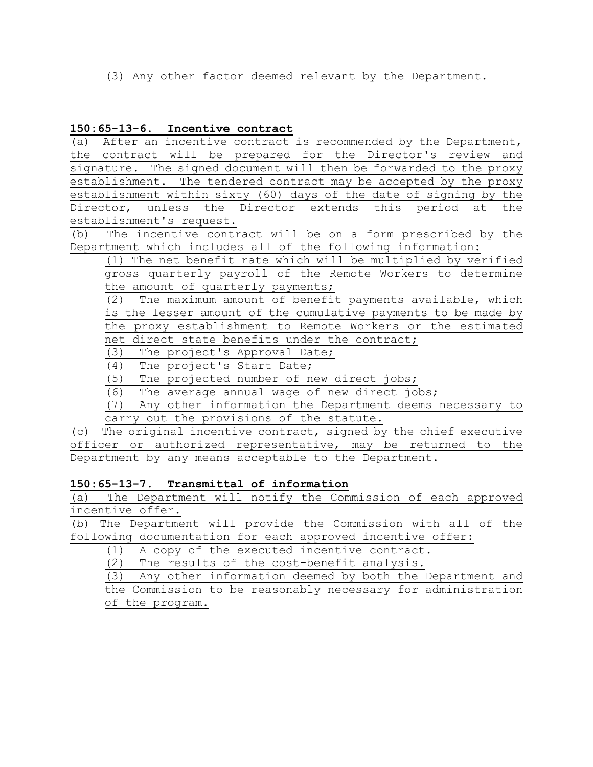(3) Any other factor deemed relevant by the Department.

**150:65-13-6. Incentive contract**

(a) After an incentive contract is recommended by the Department, the contract will be prepared for the Director's review and signature. The signed document will then be forwarded to the proxy establishment. The tendered contract may be accepted by the proxy establishment within sixty (60) days of the date of signing by the Director, unless the Director extends this period at the establishment's request.

(b) The incentive contract will be on a form prescribed by the Department which includes all of the following information:

(1) The net benefit rate which will be multiplied by verified gross quarterly payroll of the Remote Workers to determine the amount of quarterly payments;

(2) The maximum amount of benefit payments available, which is the lesser amount of the cumulative payments to be made by the proxy establishment to Remote Workers or the estimated net direct state benefits under the contract;

(3) The project's Approval Date;

(4) The project's Start Date;

(5) The projected number of new direct jobs;

(6) The average annual wage of new direct jobs;

(7) Any other information the Department deems necessary to carry out the provisions of the statute.

(c) The original incentive contract, signed by the chief executive officer or authorized representative, may be returned to the Department by any means acceptable to the Department.

**150:65-13-7. Transmittal of information**

(a) The Department will notify the Commission of each approved incentive offer.

(b) The Department will provide the Commission with all of the following documentation for each approved incentive offer:

(1) A copy of the executed incentive contract.

(2) The results of the cost-benefit analysis.

(3) Any other information deemed by both the Department and the Commission to be reasonably necessary for administration of the program.